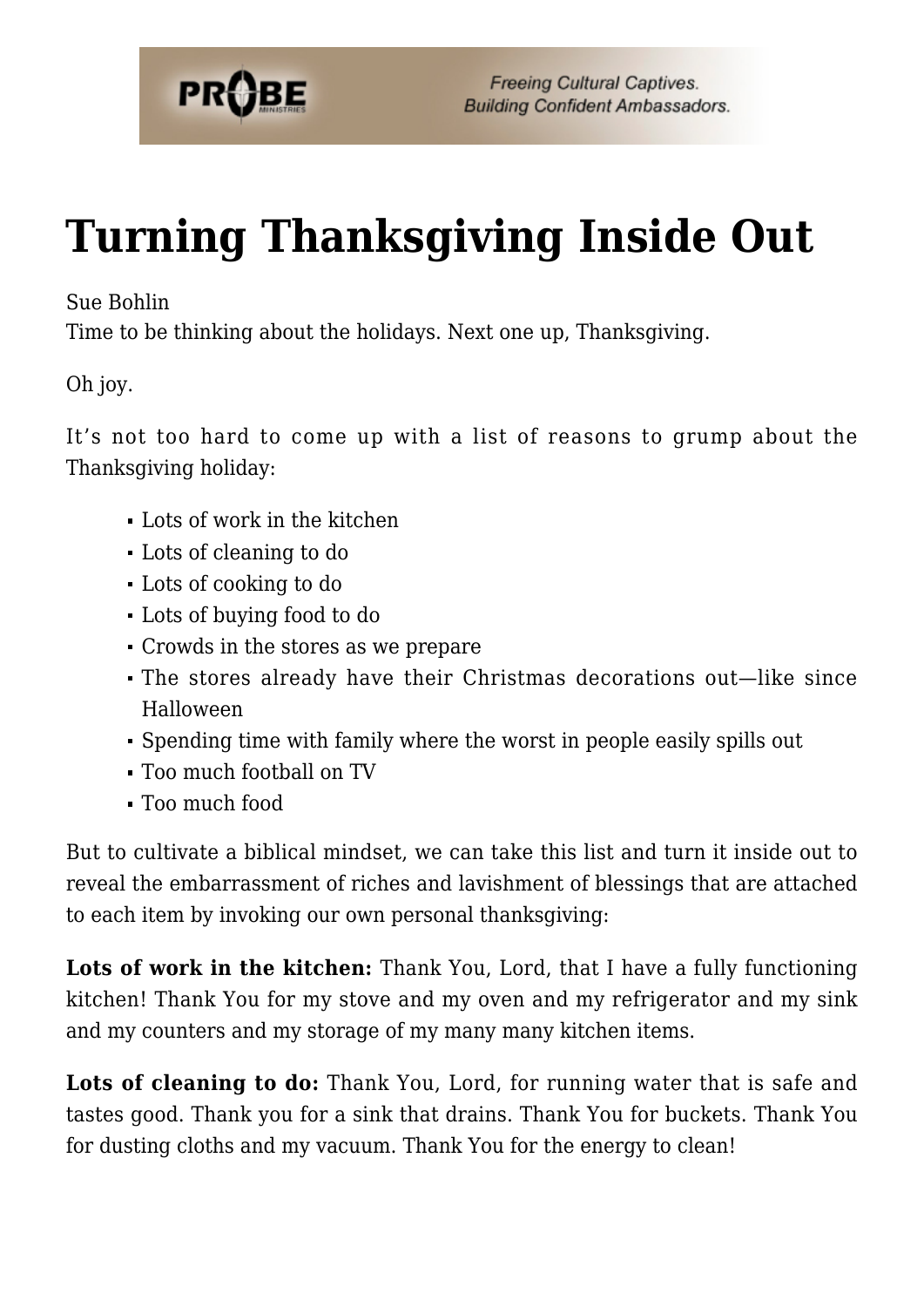# Turning Thanksgiving Inside Out

Sue Bohlin

Time to be thinking about the holidays. Next one up, Thanksgiving.

Oh joy.

It's not too hard to come up with a list of reasons to grump about the Thanksgiving holiday:

- Lots of work in the kitchen
- Lots of cleaning to do
- Lots of cooking to do
- Lots of buying food to do
- Crowds in the stores as we prepare
- The stores already have their Christmas decorations out—like since Halloween
- Spending time with family where the worst in people easily spills out
- Too much football on TV
- Too much food

But to cultivate a biblical mindset, we can take this list and turn it inside out to reveal the embarrassment of riches and lavishment of blessings that are attached to each item by invoking our own personal thanksgiving:

**Lots of work in the kitchen:** Thank You, Lord, that I have a fully functioning kitchen! Thank You for my stove and my oven and my refrigerator and my sink and my counters and my storage of my many many kitchen items.

**Lots of cleaning to do:** Thank You, Lord, for running water that is safe and tastes good. Thank you for a sink that drains. Thank You for buckets. Thank You for dusting cloths and my vacuum. Thank You for the energy to clean!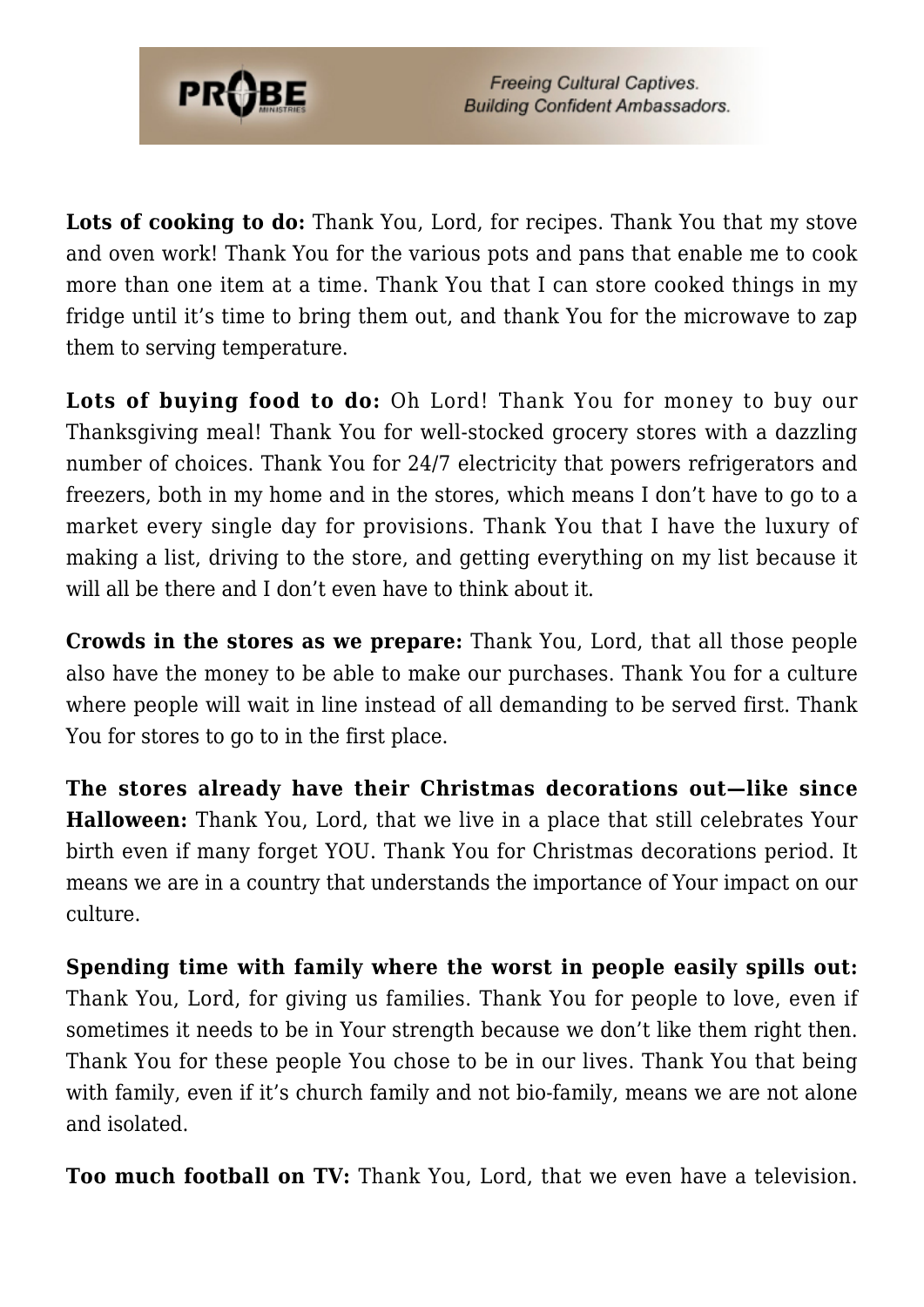**Lots of cooking to do:** Thank You, Lord, for recipes. Thank You that my stove and oven work! Thank You for the various pots and pans that enable me to cook more than one item at a time. Thank You that I can store cooked things in my fridge until it's time to bring them out, and thank You for the microwave to zap them to serving temperature.

**Lots of buying food to do:** Oh Lord! Thank You for money to buy our Thanksgiving meal! Thank You for well-stocked grocery stores with a dazzling number of choices. Thank You for 24/7 electricity that powers refrigerators and freezers, both in my home and in the stores, which means I don't have to go to a market every single day for provisions. Thank You that I have the luxury of making a list, driving to the store, and getting everything on my list because it will all be there and I don't even have to think about it.

**Crowds in the stores as we prepare:** Thank You, Lord, that all those people also have the money to be able to make our purchases. Thank You for a culture where people will wait in line instead of all demanding to be served first. Thank You for stores to go to in the first place.

**The stores already have their Christmas decorations out—like since Halloween:** Thank You, Lord, that we live in a place that still celebrates Your birth even if many forget YOU. Thank You for Christmas decorations period. It means we are in a country that understands the importance of Your impact on our culture.

**Spending time with family where the worst in people easily spills out:** Thank You, Lord, for giving us families. Thank You for people to love, even if sometimes it needs to be in Your strength because we don't like them right then. Thank You for these people You chose to be in our lives. Thank You that being with family, even if it's church family and not bio-family, means we are not alone and isolated.

**Too much football on TV:** Thank You, Lord, that we even have a television.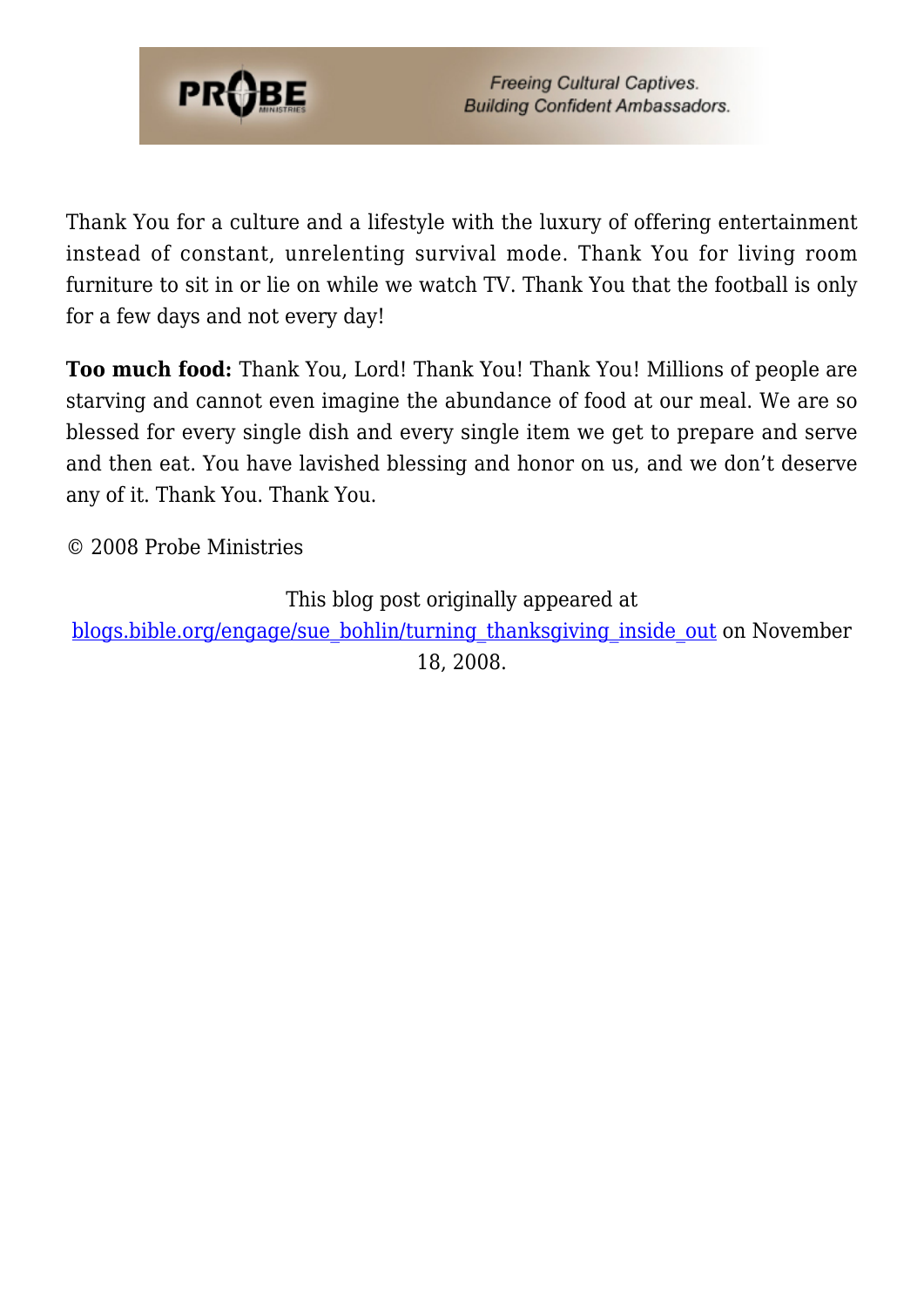Thank You for a culture and a lifestyle with the luxury of offering entertainment instead of constant, unrelenting survival mode. Thank You for living room furniture to sit in or lie on while we watch TV. Thank You that the football is only for a few days and not every day!

**Too much food:** Thank You, Lord! Thank You! Thank You! Millions of people are starving and cannot even imagine the abundance of food at our meal. We are so blessed for every single dish and every single item we get to prepare and serve and then eat. You have lavished blessing and honor on us, and we don't deserve any of it. Thank You. Thank You.

© 2008 Probe Ministries

This blog post originally appeared at [blogs.bible.org/engage/sue_bohlin/turning_thanksgiving_inside_out](blogs.bible.org/engage/sue_bohlin/turning_thanksgiving_inside_out) on November 18, 2008.